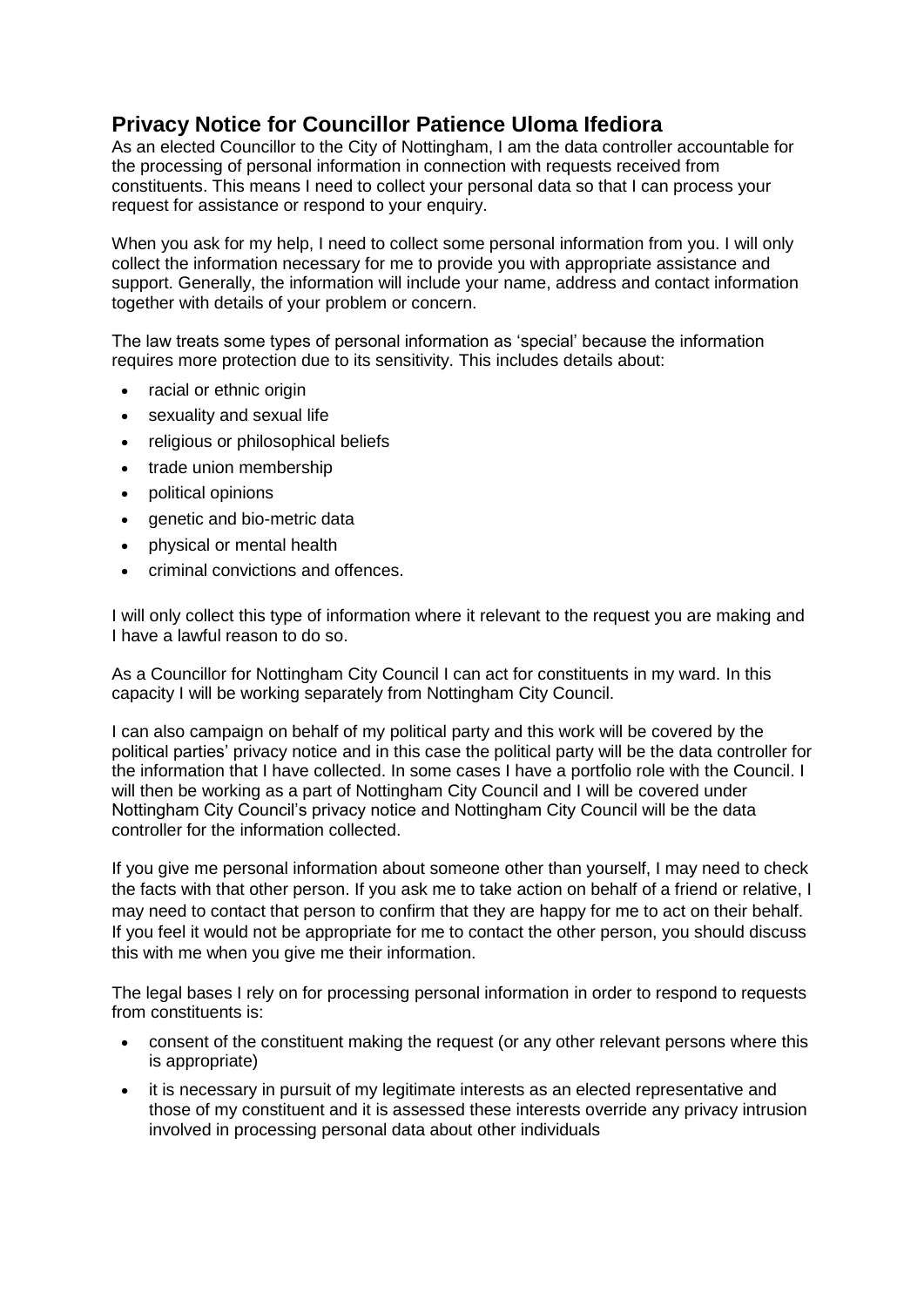## Privacy Notice for Councillor Patience Uloma Ifediora

As an elected Councillor to the City of Nottingham, I am the data controller accountable for the processing of personal information in connection with requests received from constituents. This means I need to collect your personal data so that I can process your request for assistance or respond to your enquiry.

When you ask for my help, I need to collect some personal information from you. I will only collect the information necessary for me to provide you with appropriate assistance and support. Generally, the information will include your name, address and contact information together with details of your problem or concern.

The law treats some types of personal information as 'special' because the information requires more protection due to its sensitivity. This includes details about:

- racial or ethnic origin
- sexuality and sexual life
- religious or philosophical beliefs
- trade union membership
- political opinions
- genetic and bio-metric data
- physical or mental health
- criminal convictions and offences.

I will only collect this type of information where it relevant to the request you are making and I have a lawful reason to do so.

As a Councillor for Nottingham City Council I can act for constituents in my ward. In this capacity I will be working separately from Nottingham City Council.

I can also campaign on behalf of my political party and this work will be covered by the political parties' privacy notice and in this case the political party will be the data controller for the information that I have collected. In some cases I have a portfolio role with the Council. I will then be working as a part of Nottingham City Council and I will be covered under Nottingham City Council's privacy notice and Nottingham City Council will be the data controller for the information collected.

If you give me personal information about someone other than yourself, I may need to check the facts with that other person. If you ask me to take action on behalf of a friend or relative, I may need to contact that person to confirm that they are happy for me to act on their behalf. If you feel it would not be appropriate for me to contact the other person, you should discuss this with me when you give me their information.

The legal bases I rely on for processing personal information in order to respond to requests from constituents is:

- consent of the constituent making the request (or any other relevant persons where this is appropriate)
- it is necessary in pursuit of my legitimate interests as an elected representative and those of my constituent and it is assessed these interests override any privacy intrusion involved in processing personal data about other individuals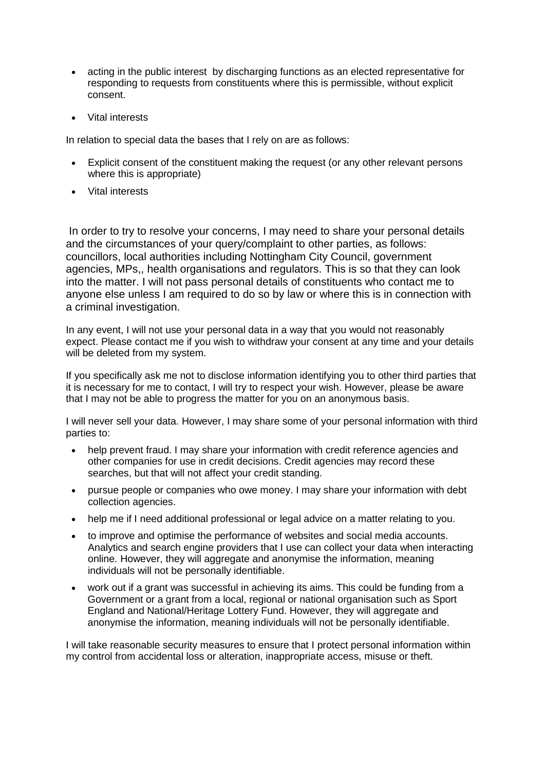- acting in the public interest by discharging functions as an elected representative for responding to requests from constituents where this is permissible, without explicit consent.
- Vital interests

In relation to special data the bases that I rely on are as follows:

- Explicit consent of the constituent making the request (or any other relevant persons where this is appropriate)
- Vital interests

In order to try to resolve your concerns, I may need to share your personal details and the circumstances of your query/complaint to other parties, as follows: councillors, local authorities including Nottingham City Council, government agencies, MPs,, health organisations and regulators. This is so that they can look into the matter. I will not pass personal details of constituents who contact me to anyone else unless I am required to do so by law or where this is in connection with a criminal investigation.

In any event, I will not use your personal data in a way that you would not reasonably expect. Please contact me if you wish to withdraw your consent at any time and your details will be deleted from my system.

If you specifically ask me not to disclose information identifying you to other third parties that it is necessary for me to contact, I will try to respect your wish. However, please be aware that I may not be able to progress the matter for you on an anonymous basis.

I will never sell your data. However, I may share some of your personal information with third parties to:

- help prevent fraud. I may share your information with credit reference agencies and other companies for use in credit decisions. Credit agencies may record these searches, but that will not affect your credit standing.
- pursue people or companies who owe money. I may share your information with debt collection agencies.
- help me if I need additional professional or legal advice on a matter relating to you.
- to improve and optimise the performance of websites and social media accounts. Analytics and search engine providers that I use can collect your data when interacting online. However, they will aggregate and anonymise the information, meaning individuals will not be personally identifiable.
- work out if a grant was successful in achieving its aims. This could be funding from a Government or a grant from a local, regional or national organisation such as Sport England and National/Heritage Lottery Fund. However, they will aggregate and anonymise the information, meaning individuals will not be personally identifiable.

I will take reasonable security measures to ensure that I protect personal information within my control from accidental loss or alteration, inappropriate access, misuse or theft.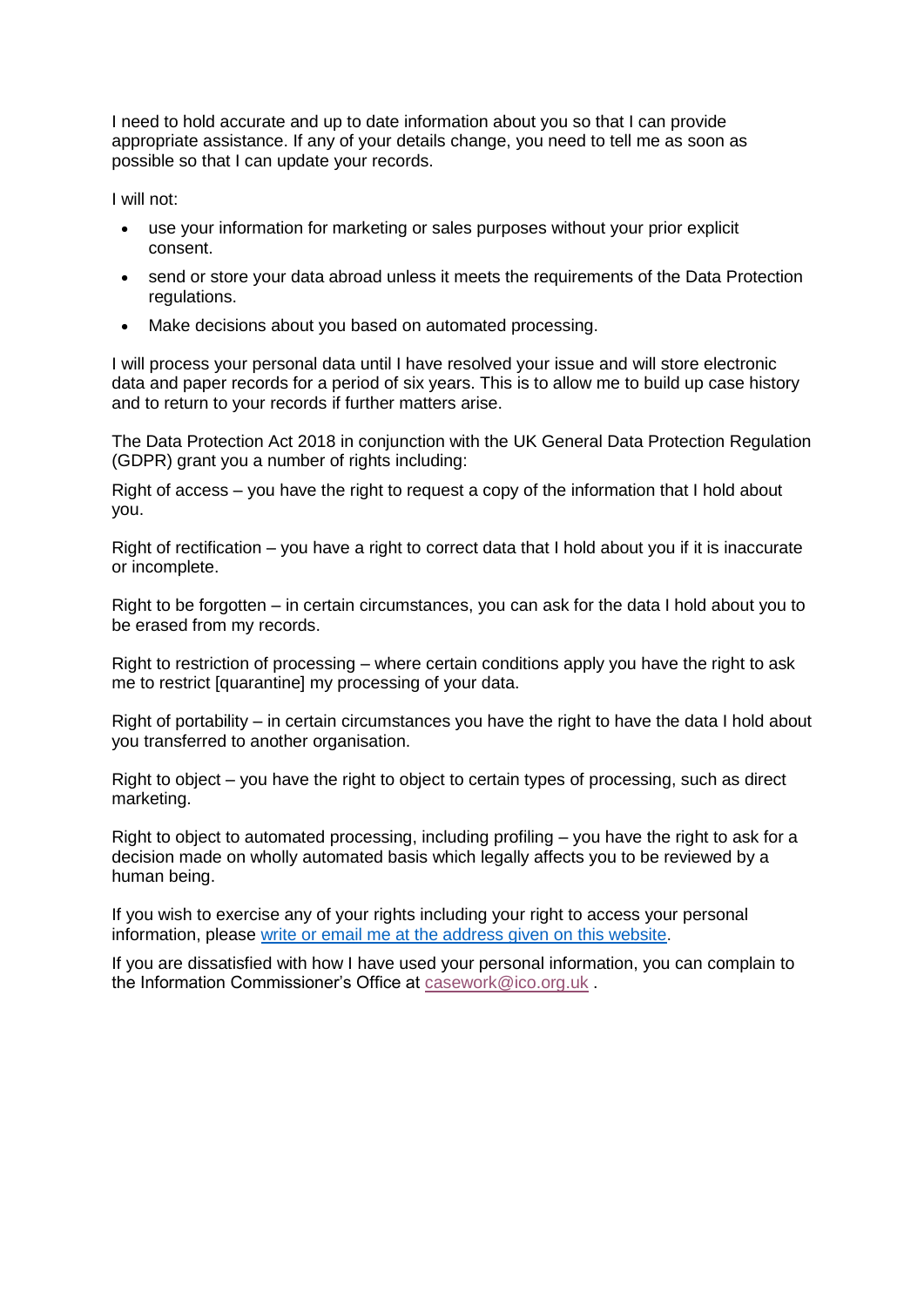I need to hold accurate and up to date information about you so that I can provide appropriate assistance. If any of your details change, you need to tell me as soon as possible so that I can update your records.

I will not:

- use your information for marketing or sales purposes without your prior explicit consent.
- send or store your data abroad unless it meets the requirements of the Data Protection regulations.
- Make decisions about you based on automated processing.

I will process your personal data until I have resolved your issue and will store electronic data and paper records for a period of six years. This is to allow me to build up case history and to return to your records if further matters arise.

The Data Protection Act 2018 in conjunction with the UK General Data Protection Regulation (GDPR) grant you a number of rights including:

Right of access – you have the right to request a copy of the information that I hold about you.

Right of rectification – you have a right to correct data that I hold about you if it is inaccurate or incomplete.

Right to be forgotten – in certain circumstances, you can ask for the data I hold about you to be erased from my records.

Right to restriction of processing – where certain conditions apply you have the right to ask me to restrict [quarantine] my processing of your data.

Right of portability – in certain circumstances you have the right to have the data I hold about you transferred to another organisation.

Right to object – you have the right to object to certain types of processing, such as direct marketing.

Right to object to automated processing, including profiling – you have the right to ask for a decision made on wholly automated basis which legally affects you to be reviewed by a human being.

If you wish to exercise any of your rights including your right to access your personal information, please write or email me at the address given on this website.

If you are dissatisfied with how I have used your personal information, you can complain to the Information Commissioner's Office at casework@ico.org.uk .